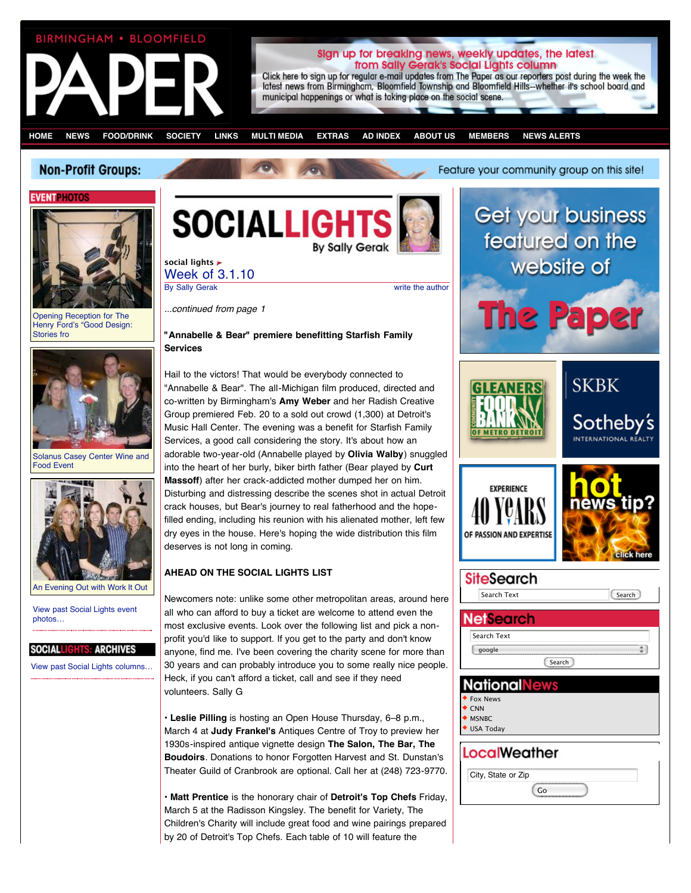BIRMINGHAM • BLOOMFIELD

# PAPER

**Sign up for breaking news, weekly updates, the latest from Sally Gerak's Social Lights column**

Click here to sign up for regular e-mail updates from The Paper as our reporters post during the week the latest news from Birmingham, Bloomfield Township and Bloomfield Hills--whether it's school board and municipal happenings or what is taking place on the social scene.

HOME | NEWS | FOOD/DRINK | SOCIETY | LINKS | MULTI MEDIA | EXTRAS | AD INDEX | ABOUT US | MEMBERS | NEWS ALERTS

**Non-Profit Groups:** Feature your community group on this site!

## SOCIALLIGHTS
By Sally Gerak

social lights

## Week of 3.1.10

By Sally Gerak | write the author

*...continued from page 1*

### "Annabelle & Bear" premiere benefitting Starfish Family Services

Hail to the victors! That would be everybody connected to "Annabelle & Bear". The all-Michigan film produced, directed and co-written by Birmingham's **Amy Weber** and her Radish Creative Group premiered Feb. 20 to a sold out crowd (1,300) at Detroit's Music Hall Center. The evening was a benefit for Starfish Family Services, a good call considering the story. It's about how an adorable two-year-old (Annabelle played by **Olivia Walby**) snuggled into the heart of her burly, biker birth father (Bear played by **Curt Massoff**) after her crack-addicted mother dumped her on him. Disturbing and distressing describe the scenes shot in actual Detroit crack houses, but Bear's journey to real fatherhood and the hope-filled ending, including his reunion with his alienated mother, left few dry eyes in the house. Here's hoping the wide distribution this film deserves is not long in coming.

### AHEAD ON THE SOCIAL LIGHTS LIST

Newcomers note: unlike some other metropolitan areas, around here all who can afford to buy a ticket are welcome to attend even the most exclusive events. Look over the following list and pick a non-profit you'd like to support. If you get to the party and don't know anyone, find me. I've been covering the charity scene for more than 30 years and can probably introduce you to some really nice people. Heck, if you can't afford a ticket, call and see if they need volunteers. Sally G

• **Leslie Pilling** is hosting an Open House Thursday, 6–8 p.m., March 4 at **Judy Frankel's** Antiques Centre of Troy to preview her 1930s-inspired antique vignette design **The Salon, The Bar, The Boudoirs**. Donations to honor Forgotten Harvest and St. Dunstan's Theater Guild of Cranbrook are optional. Call her at (248) 723-9770.

• **Matt Prentice** is the honorary chair of **Detroit's Top Chefs** Friday, March 5 at the Radisson Kingsley. The benefit for Variety, The Children's Charity will include great food and wine pairings prepared by 20 of Detroit's Top Chefs. Each table of 10 will feature the

**EVENT PHOTOS**

Opening Reception for The Henry Ford's "Good Design: Stories fro

Solanus Casey Center Wine and Food Event

An Evening Out with Work It Out

View past Social Lights event photos…

**SOCIALLIGHTS: ARCHIVES**

View past Social Lights columns…

Get your business featured on the website of The Paper

GLEANERS COMMUNITY FOOD BANK OF METRO DETROIT

SKBK Sotheby's INTERNATIONAL REALTY

EXPERIENCE 40 YEARS OF PASSION AND EXPERTISE

hot news tip? click here

**SiteSearch**

Search Text | Search

**NetSearch**

Search Text
google
Search

**NationalNews**

- Fox News
- CNN
- MSNBC
- USA Today

**LocalWeather**

City, State or Zip
Go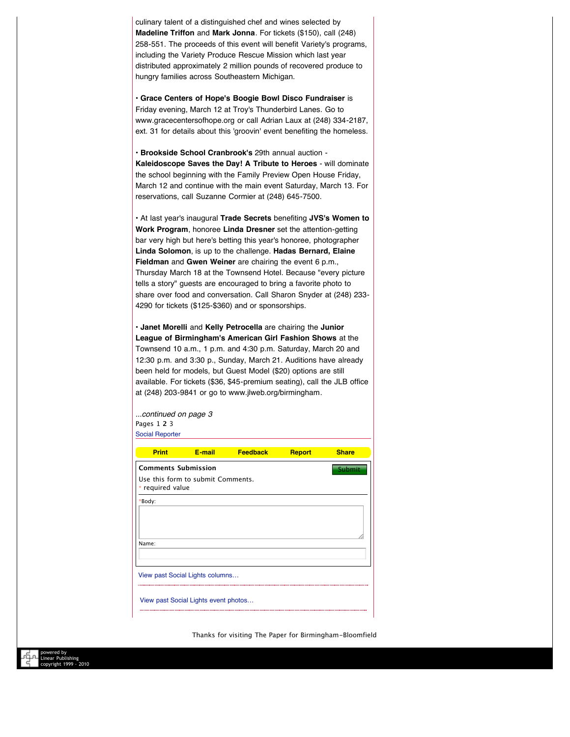culinary talent of a distinguished chef and wines selected by **Madeline Triffon** and **Mark Jonna**. For tickets ($150), call (248) 258-551. The proceeds of this event will benefit Variety's programs, including the Variety Produce Rescue Mission which last year distributed approximately 2 million pounds of recovered produce to hungry families across Southeastern Michigan.

• **Grace Centers of Hope's Boogie Bowl Disco Fundraiser** is Friday evening, March 12 at Troy's Thunderbird Lanes. Go to www.gracecentersofhope.org or call Adrian Laux at (248) 334-2187, ext. 31 for details about this 'groovin' event benefiting the homeless.

• **Brookside School Cranbrook's** 29th annual auction - **Kaleidoscope Saves the Day! A Tribute to Heroes** - will dominate the school beginning with the Family Preview Open House Friday, March 12 and continue with the main event Saturday, March 13. For reservations, call Suzanne Cormier at (248) 645-7500.

• At last year's inaugural **Trade Secrets** benefiting **JVS's Women to Work Program**, honoree **Linda Dresner** set the attention-getting bar very high but here's betting this year's honoree, photographer **Linda Solomon**, is up to the challenge. **Hadas Bernard, Elaine Fieldman** and **Gwen Weiner** are chairing the event 6 p.m., Thursday March 18 at the Townsend Hotel. Because "every picture tells a story" guests are encouraged to bring a favorite photo to share over food and conversation. Call Sharon Snyder at (248) 233-4290 for tickets ($125-$360) and or sponsorships.

• **Janet Morelli** and **Kelly Petrocella** are chairing the **Junior League of Birmingham's American Girl Fashion Shows** at the Townsend 10 a.m., 1 p.m. and 4:30 p.m. Saturday, March 20 and 12:30 p.m. and 3:30 p., Sunday, March 21. Auditions have already been held for models, but Guest Model ($20) options are still available. For tickets ($36, $45-premium seating), call the JLB office at (248) 203-9841 or go to www.jlweb.org/birmingham.

*...continued on page 3*

Pages 1 **2** 3

Social Reporter

Print | E-mail | Feedback | Report | Share

**Comments Submission**

Submit

Use this form to submit Comments.

* required value

*Body:

Name:

View past Social Lights columns...

View past Social Lights event photos...

Thanks for visiting The Paper for Birmingham-Bloomfield

powered by Linear Publishing copyright 1999 - 2010